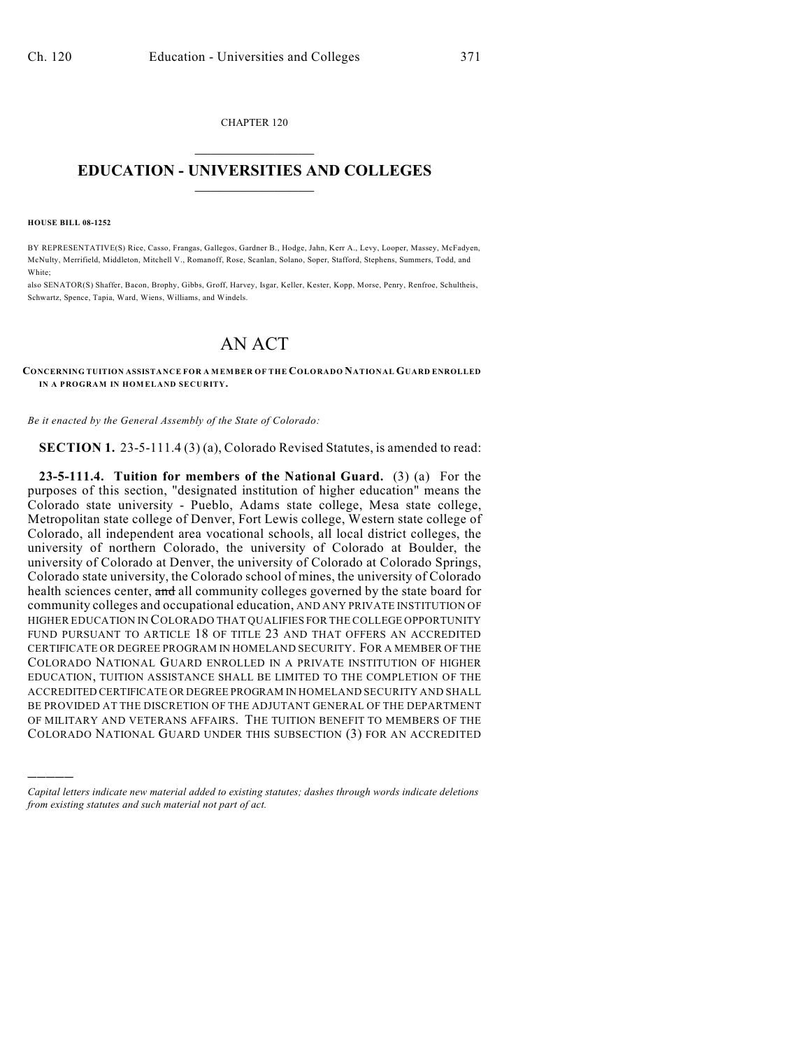CHAPTER 120

# EDUCATION - UNIVERSITIES AND COLLEGES

**HOUSE BILL 08-1252**

BY REPRESENTATIVE(S) Rice, Casso, Frangas, Gallegos, Gardner B., Hodge, Jahn, Kerr A., Levy, Looper, Massey, McFadyen, McNulty, Merrifield, Middleton, Mitchell V., Romanoff, Rose, Scanlan, Solano, Soper, Stafford, Stephens, Summers, Todd, and White;
also SENATOR(S) Shaffer, Bacon, Brophy, Gibbs, Groff, Harvey, Isgar, Keller, Kester, Kopp, Morse, Penry, Renfroe, Schultheis, Schwartz, Spence, Tapia, Ward, Wiens, Williams, and Windels.

# AN ACT

**CONCERNING TUITION ASSISTANCE FOR A MEMBER OF THE COLORADO NATIONAL GUARD ENROLLED IN A PROGRAM IN HOMELAND SECURITY.**

*Be it enacted by the General Assembly of the State of Colorado:*

**SECTION 1.** 23-5-111.4 (3) (a), Colorado Revised Statutes, is amended to read:

**23-5-111.4. Tuition for members of the National Guard.** (3) (a) For the purposes of this section, "designated institution of higher education" means the Colorado state university - Pueblo, Adams state college, Mesa state college, Metropolitan state college of Denver, Fort Lewis college, Western state college of Colorado, all independent area vocational schools, all local district colleges, the university of northern Colorado, the university of Colorado at Boulder, the university of Colorado at Denver, the university of Colorado at Colorado Springs, Colorado state university, the Colorado school of mines, the university of Colorado health sciences center, ~~and~~ all community colleges governed by the state board for community colleges and occupational education, AND ANY PRIVATE INSTITUTION OF HIGHER EDUCATION IN COLORADO THAT QUALIFIES FOR THE COLLEGE OPPORTUNITY FUND PURSUANT TO ARTICLE 18 OF TITLE 23 AND THAT OFFERS AN ACCREDITED CERTIFICATE OR DEGREE PROGRAM IN HOMELAND SECURITY. FOR A MEMBER OF THE COLORADO NATIONAL GUARD ENROLLED IN A PRIVATE INSTITUTION OF HIGHER EDUCATION, TUITION ASSISTANCE SHALL BE LIMITED TO THE COMPLETION OF THE ACCREDITED CERTIFICATE OR DEGREE PROGRAM IN HOMELAND SECURITY AND SHALL BE PROVIDED AT THE DISCRETION OF THE ADJUTANT GENERAL OF THE DEPARTMENT OF MILITARY AND VETERANS AFFAIRS. THE TUITION BENEFIT TO MEMBERS OF THE COLORADO NATIONAL GUARD UNDER THIS SUBSECTION (3) FOR AN ACCREDITED

*Capital letters indicate new material added to existing statutes; dashes through words indicate deletions from existing statutes and such material not part of act.*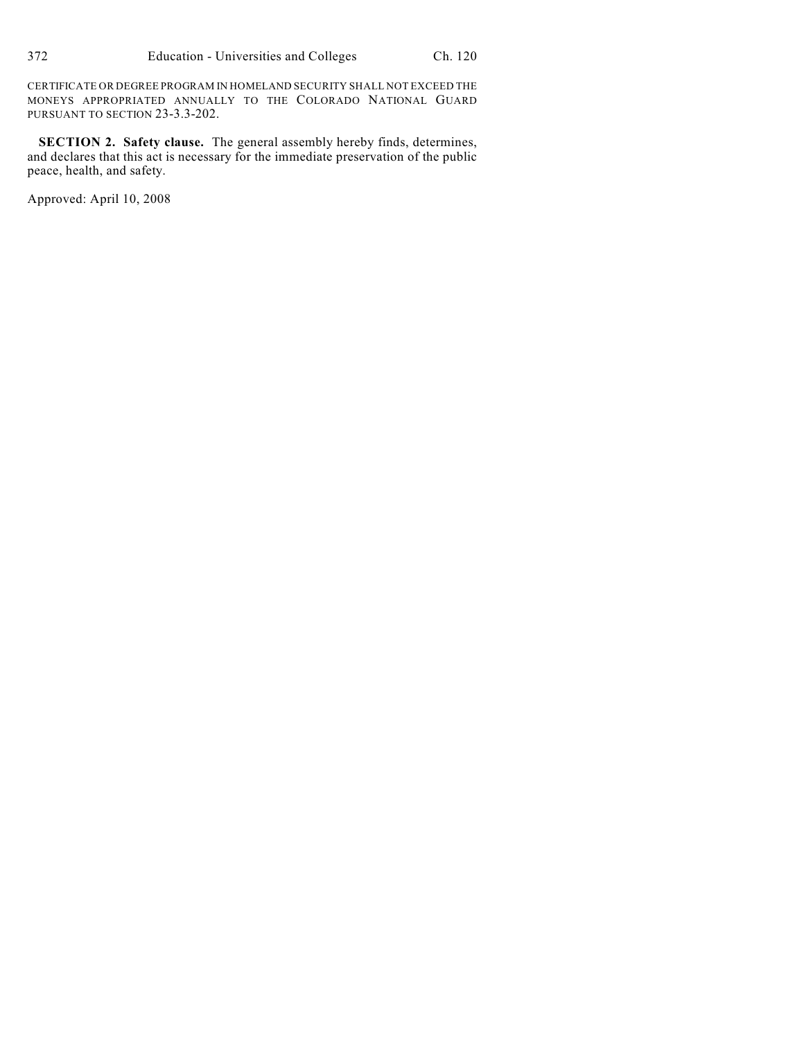CERTIFICATE OR DEGREE PROGRAM IN HOMELAND SECURITY SHALL NOT EXCEED THE MONEYS APPROPRIATED ANNUALLY TO THE COLORADO NATIONAL GUARD PURSUANT TO SECTION 23-3.3-202.

**SECTION 2. Safety clause.** The general assembly hereby finds, determines, and declares that this act is necessary for the immediate preservation of the public peace, health, and safety.

Approved: April 10, 2008